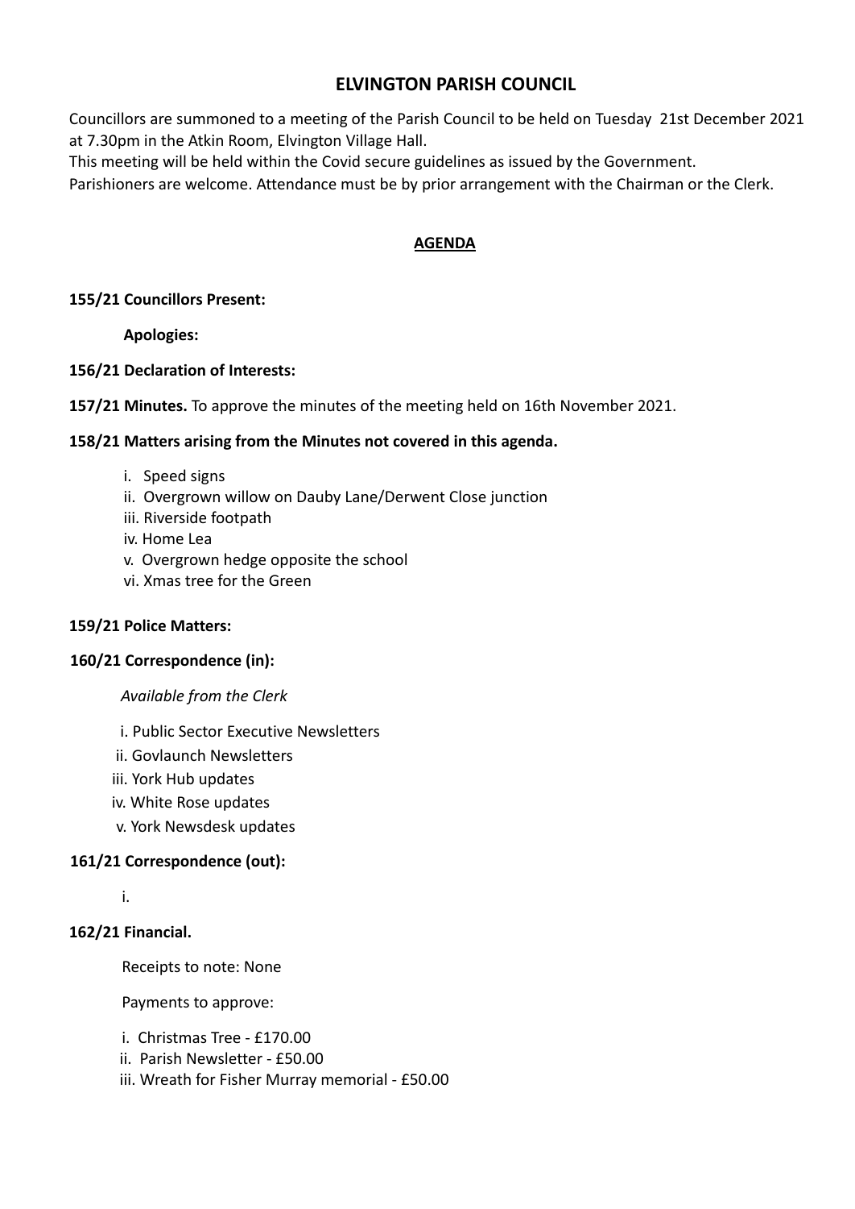# ELVINGTON PARISH COUNCIL

Councillors are summoned to a meeting of the Parish Council to be held on Tuesday 21st December 2021 at 7.30pm in the Atkin Room, Elvington Village Hall.

This meeting will be held within the Covid secure guidelines as issued by the Government.

Parishioners are welcome. Attendance must be by prior arrangement with the Chairman or the Clerk.

## AGENDA

**155/21 Councillors Present:**

**Apologies:**

**156/21 Declaration of Interests:**

**157/21 Minutes.** To approve the minutes of the meeting held on 16th November 2021.

**158/21 Matters arising from the Minutes not covered in this agenda.**

- i. Speed signs
- ii. Overgrown willow on Dauby Lane/Derwent Close junction
- iii. Riverside footpath
- iv. Home Lea
- v. Overgrown hedge opposite the school
- vi. Xmas tree for the Green

**159/21 Police Matters:**

**160/21 Correspondence (in):**

*Available from the Clerk*

- i. Public Sector Executive Newsletters
- ii. Govlaunch Newsletters
- iii. York Hub updates
- iv. White Rose updates
- v. York Newsdesk updates

**161/21 Correspondence (out):**

i.

**162/21 Financial.**

Receipts to note: None

Payments to approve:

- i. Christmas Tree - £170.00
- ii. Parish Newsletter - £50.00
- iii. Wreath for Fisher Murray memorial - £50.00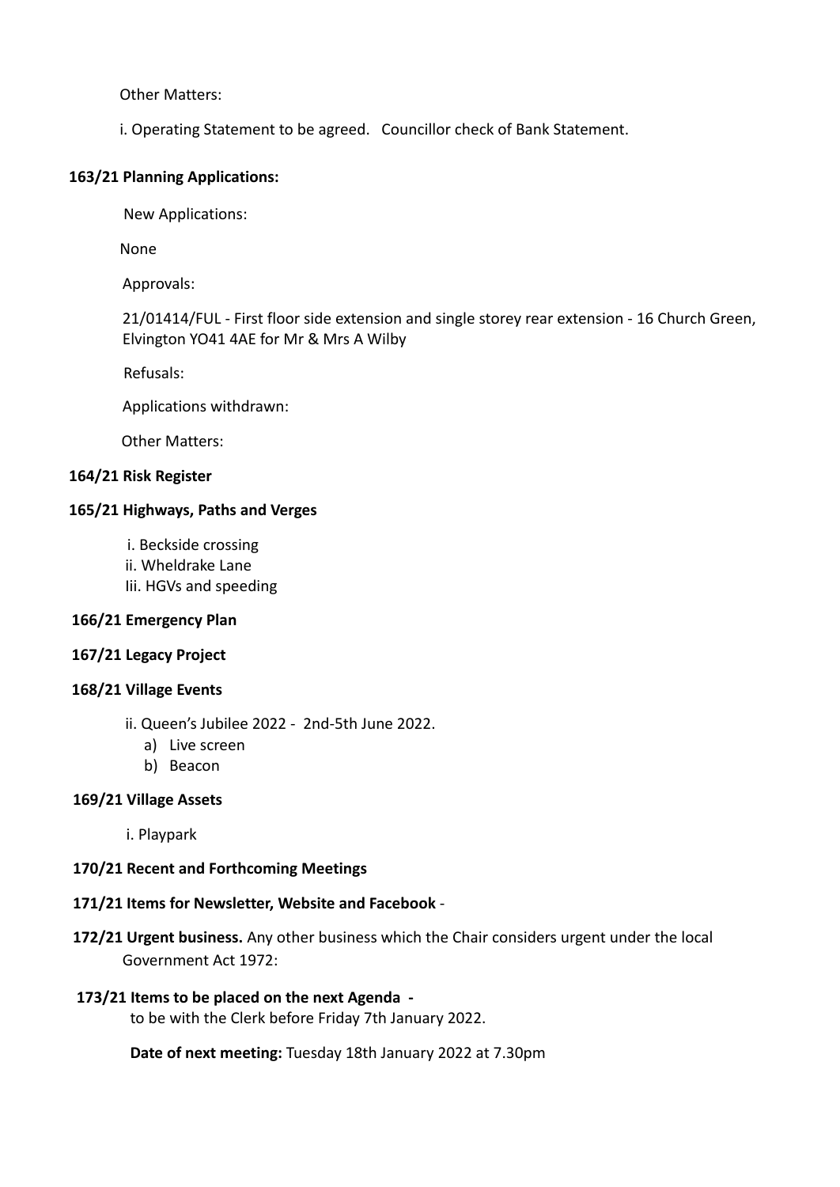Other Matters:

i. Operating Statement to be agreed. Councillor check of Bank Statement.

**163/21 Planning Applications:**

New Applications:

None

Approvals:

21/01414/FUL - First floor side extension and single storey rear extension - 16 Church Green, Elvington YO41 4AE for Mr & Mrs A Wilby

Refusals:

Applications withdrawn:

Other Matters:

**164/21 Risk Register**

**165/21 Highways, Paths and Verges**

i. Beckside crossing
ii. Wheldrake Lane
Iii. HGVs and speeding

**166/21 Emergency Plan**

**167/21 Legacy Project**

**168/21 Village Events**

ii. Queen's Jubilee 2022 - 2nd-5th June 2022.

a) Live screen
b) Beacon

**169/21 Village Assets**

i. Playpark

**170/21 Recent and Forthcoming Meetings**

**171/21 Items for Newsletter, Website and Facebook** -

**172/21 Urgent business.** Any other business which the Chair considers urgent under the local Government Act 1972:

**173/21 Items to be placed on the next Agenda -** to be with the Clerk before Friday 7th January 2022.

**Date of next meeting:** Tuesday 18th January 2022 at 7.30pm